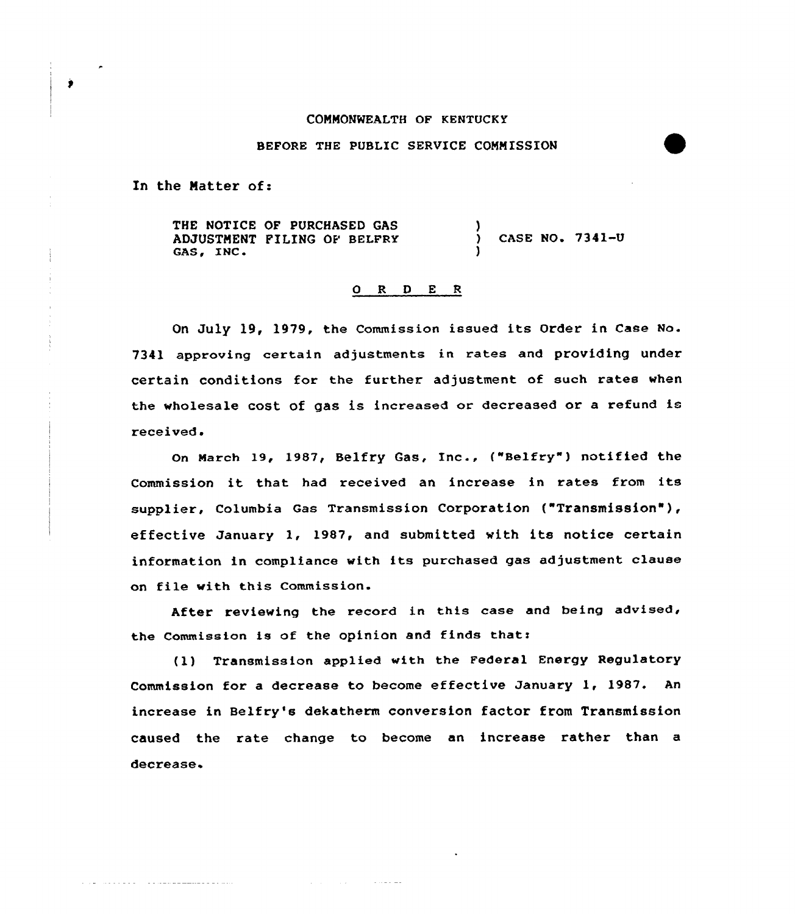COMMONWEALTH OF KENTUCKY

BEFORE THE PUBLIC SERVICE COMMISSION

In the Matter of:

THE NOTICE OF PURCHASED GAS ADJUSTMENT FILING OF BELFRY GAS, INC. ) CASE NO. 7341-U

O R D E R

On July 19, 1979, the Commission issued its Order in Case No. 7341 approving certain adjustments in rates and providing under certain conditions for the further adjustment of such rates when the wholesale cost of gas is increased or decreased or a refund is received.

On March 19, 1987, Belfry Gas, Inc., ("Belfry") notified the Commission it that had received an increase in rates from its supplier, Columbia Gas Transmission Corporation ("Transmission"), effective January 1, 1987, and submitted with its notice certain information in compliance with its purchased gas adjustment clause on file with this Commission.

After reviewing the record in this case and being advised, the Commission is of the opinion and finds that:

(1) Transmission applied with the Federal Energy Regulatory Commission for a decrease to become effective January 1, 1987. An increase in Belfry's dekatherm conversion factor from Transmission caused the rate change to become an increase rather than a decrease.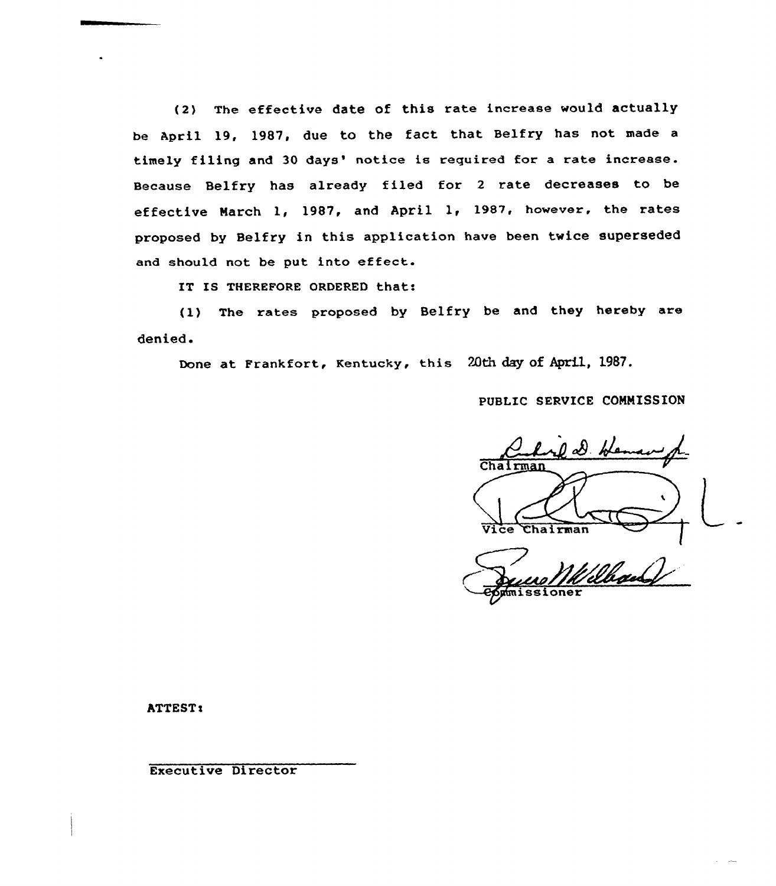(2) The effective date of this rate increase would actually be April 19, 1987, due to the fact that Belfry has not made a timely filing and 30 days' notice is required for a rate increase. Because Belfry has already filed for 2 rate decreases to be effective March 1, 1987, and April 1, 1987, however, the rates proposed by Belfry in this application have been twice superseded and should not be put into effect.

IT IS THEREFORE ORDERED that:

(1) The rates proposed by Belfry be and they hereby are denied.

Done at Frankfort, Kentucky, this 20th day of April, 1987.

PUBLIC SERVICE COMMISSION

Chairman

Vice Chairman

Commissioner

ATTEST:

Executive Director